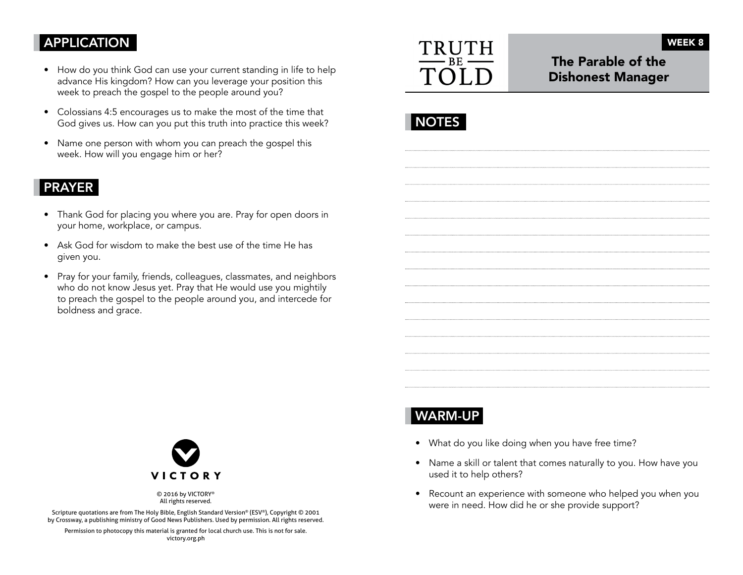## APPLICATION

- How do you think God can use your current standing in life to help advance His kingdom? How can you leverage your position this week to preach the gospel to the people around you?
- Colossians 4:5 encourages us to make the most of the time that God gives us. How can you put this truth into practice this week?
- Name one person with whom you can preach the gospel this week. How will you engage him or her?

## PRAYER

- Thank God for placing you where you are. Pray for open doors in your home, workplace, or campus.
- Ask God for wisdom to make the best use of the time He has given you.
- Pray for your family, friends, colleagues, classmates, and neighbors who do not know Jesus yet. Pray that He would use you mightily to preach the gospel to the people around you, and intercede for boldness and grace.

VICTORY

© 2016 by VICTORY®
All rights reserved.

Scripture quotations are from The Holy Bible, English Standard Version® (ESV®), Copyright © 2001 by Crossway, a publishing ministry of Good News Publishers. Used by permission. All rights reserved.

Permission to photocopy this material is granted for local church use. This is not for sale.
victory.org.ph

TRUTH BE TOLD

WEEK 8

# The Parable of the Dishonest Manager

## NOTES

## WARM-UP

- What do you like doing when you have free time?
- Name a skill or talent that comes naturally to you. How have you used it to help others?
- Recount an experience with someone who helped you when you were in need. How did he or she provide support?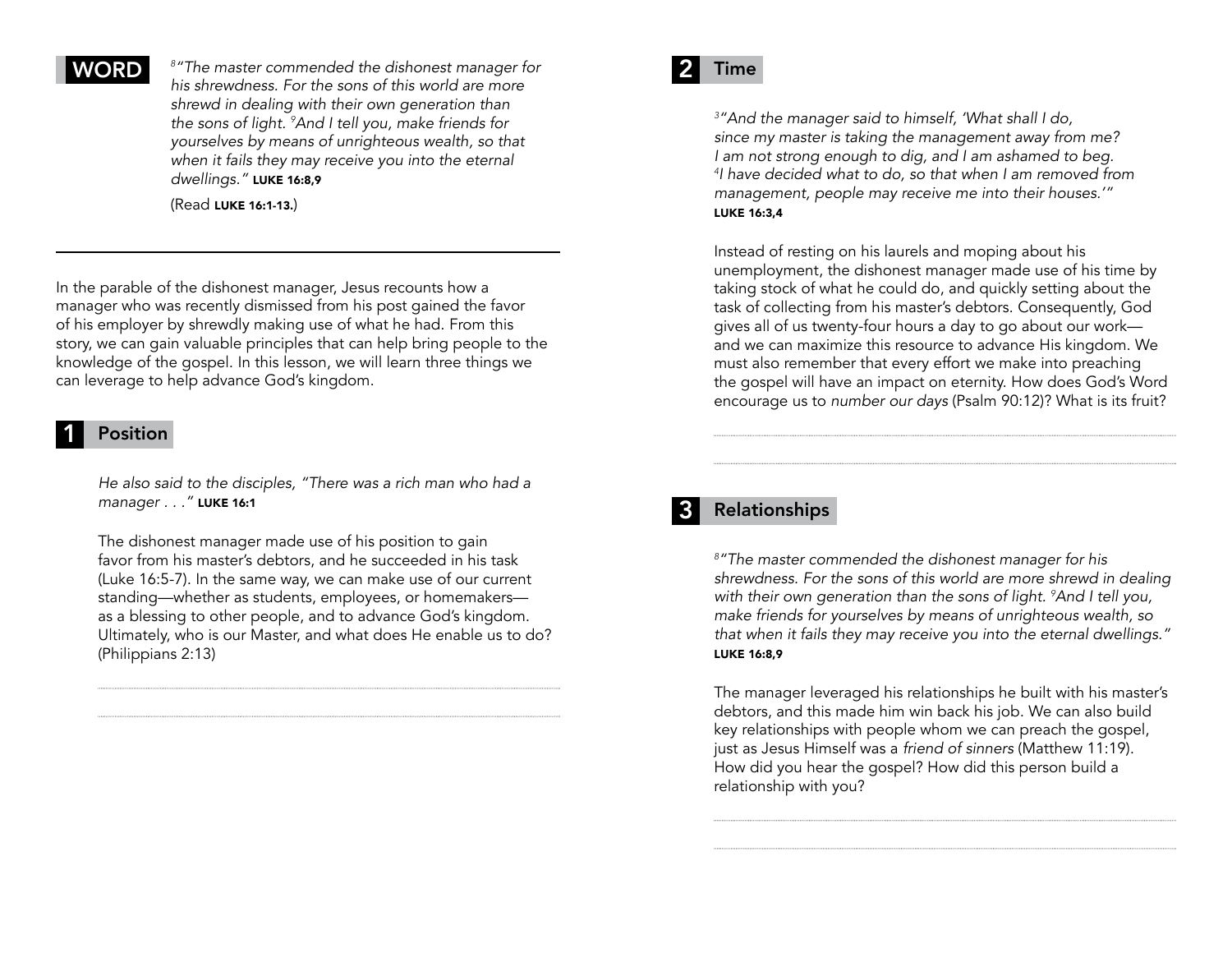## WORD

*[8]"The master commended the dishonest manager for his shrewdness. For the sons of this world are more shrewd in dealing with their own generation than the sons of light. [9]And I tell you, make friends for yourselves by means of unrighteous wealth, so that when it fails they may receive you into the eternal dwellings."* **LUKE 16:8,9**

(Read **LUKE 16:1-13.**)

---

In the parable of the dishonest manager, Jesus recounts how a manager who was recently dismissed from his post gained the favor of his employer by shrewdly making use of what he had. From this story, we can gain valuable principles that can help bring people to the knowledge of the gospel. In this lesson, we will learn three things we can leverage to help advance God's kingdom.

## 1 Position

*He also said to the disciples, "There was a rich man who had a manager . . ."* **LUKE 16:1**

The dishonest manager made use of his position to gain favor from his master's debtors, and he succeeded in his task (Luke 16:5-7). In the same way, we can make use of our current standing—whether as students, employees, or homemakers—as a blessing to other people, and to advance God's kingdom. Ultimately, who is our Master, and what does He enable us to do? (Philippians 2:13)

## 2 Time

*[3]"And the manager said to himself, 'What shall I do, since my master is taking the management away from me? I am not strong enough to dig, and I am ashamed to beg. [4]I have decided what to do, so that when I am removed from management, people may receive me into their houses.'"* **LUKE 16:3,4**

Instead of resting on his laurels and moping about his unemployment, the dishonest manager made use of his time by taking stock of what he could do, and quickly setting about the task of collecting from his master's debtors. Consequently, God gives all of us twenty-four hours a day to go about our work—and we can maximize this resource to advance His kingdom. We must also remember that every effort we make into preaching the gospel will have an impact on eternity. How does God's Word encourage us to *number our days* (Psalm 90:12)? What is its fruit?

## 3 Relationships

*[8]"The master commended the dishonest manager for his shrewdness. For the sons of this world are more shrewd in dealing with their own generation than the sons of light. [9]And I tell you, make friends for yourselves by means of unrighteous wealth, so that when it fails they may receive you into the eternal dwellings."* **LUKE 16:8,9**

The manager leveraged his relationships he built with his master's debtors, and this made him win back his job. We can also build key relationships with people whom we can preach the gospel, just as Jesus Himself was a *friend of sinners* (Matthew 11:19). How did you hear the gospel? How did this person build a relationship with you?